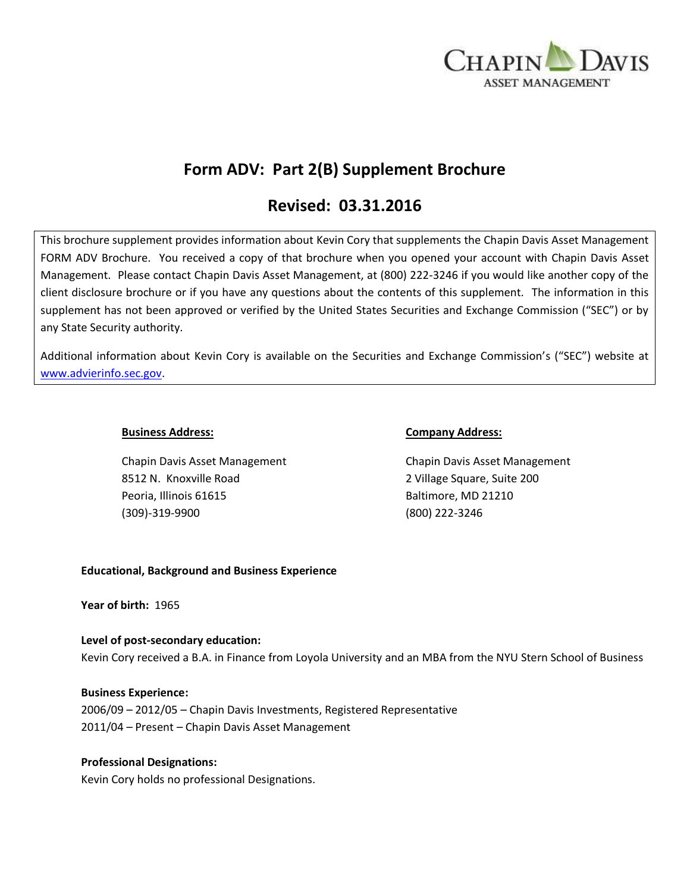CHAPIN DAVIS
ASSET MANAGEMENT

# Form ADV: Part 2(B) Supplement Brochure

## Revised: 03.31.2016

This brochure supplement provides information about Kevin Cory that supplements the Chapin Davis Asset Management FORM ADV Brochure. You received a copy of that brochure when you opened your account with Chapin Davis Asset Management. Please contact Chapin Davis Asset Management, at (800) 222-3246 if you would like another copy of the client disclosure brochure or if you have any questions about the contents of this supplement. The information in this supplement has not been approved or verified by the United States Securities and Exchange Commission ("SEC") or by any State Security authority.

Additional information about Kevin Cory is available on the Securities and Exchange Commission's ("SEC") website at www.advierinfo.sec.gov.

**Business Address:**

Chapin Davis Asset Management
8512 N. Knoxville Road
Peoria, Illinois 61615
(309)-319-9900

**Company Address:**

Chapin Davis Asset Management
2 Village Square, Suite 200
Baltimore, MD 21210
(800) 222-3246

**Educational, Background and Business Experience**

**Year of birth:** 1965

**Level of post-secondary education:**
Kevin Cory received a B.A. in Finance from Loyola University and an MBA from the NYU Stern School of Business

**Business Experience:**
2006/09 – 2012/05 – Chapin Davis Investments, Registered Representative
2011/04 – Present – Chapin Davis Asset Management

**Professional Designations:**
Kevin Cory holds no professional Designations.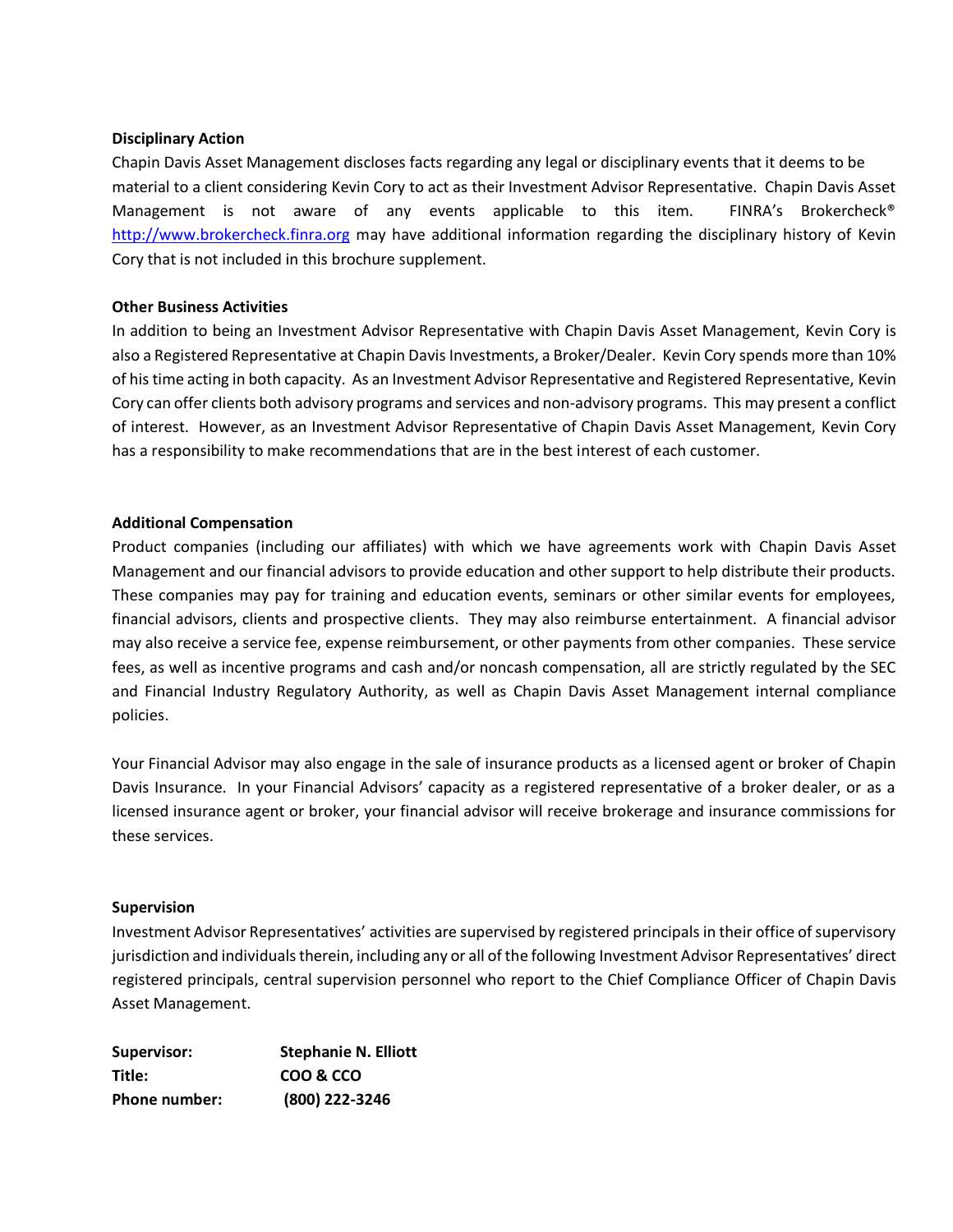**Disciplinary Action**

Chapin Davis Asset Management discloses facts regarding any legal or disciplinary events that it deems to be material to a client considering Kevin Cory to act as their Investment Advisor Representative. Chapin Davis Asset Management is not aware of any events applicable to this item. FINRA's Brokercheck® http://www.brokercheck.finra.org may have additional information regarding the disciplinary history of Kevin Cory that is not included in this brochure supplement.

**Other Business Activities**

In addition to being an Investment Advisor Representative with Chapin Davis Asset Management, Kevin Cory is also a Registered Representative at Chapin Davis Investments, a Broker/Dealer. Kevin Cory spends more than 10% of his time acting in both capacity. As an Investment Advisor Representative and Registered Representative, Kevin Cory can offer clients both advisory programs and services and non-advisory programs. This may present a conflict of interest. However, as an Investment Advisor Representative of Chapin Davis Asset Management, Kevin Cory has a responsibility to make recommendations that are in the best interest of each customer.

**Additional Compensation**

Product companies (including our affiliates) with which we have agreements work with Chapin Davis Asset Management and our financial advisors to provide education and other support to help distribute their products. These companies may pay for training and education events, seminars or other similar events for employees, financial advisors, clients and prospective clients. They may also reimburse entertainment. A financial advisor may also receive a service fee, expense reimbursement, or other payments from other companies. These service fees, as well as incentive programs and cash and/or noncash compensation, all are strictly regulated by the SEC and Financial Industry Regulatory Authority, as well as Chapin Davis Asset Management internal compliance policies.

Your Financial Advisor may also engage in the sale of insurance products as a licensed agent or broker of Chapin Davis Insurance. In your Financial Advisors' capacity as a registered representative of a broker dealer, or as a licensed insurance agent or broker, your financial advisor will receive brokerage and insurance commissions for these services.

**Supervision**

Investment Advisor Representatives' activities are supervised by registered principals in their office of supervisory jurisdiction and individuals therein, including any or all of the following Investment Advisor Representatives' direct registered principals, central supervision personnel who report to the Chief Compliance Officer of Chapin Davis Asset Management.

**Supervisor:** **Stephanie N. Elliott**
**Title:** **COO & CCO**
**Phone number:** **(800) 222-3246**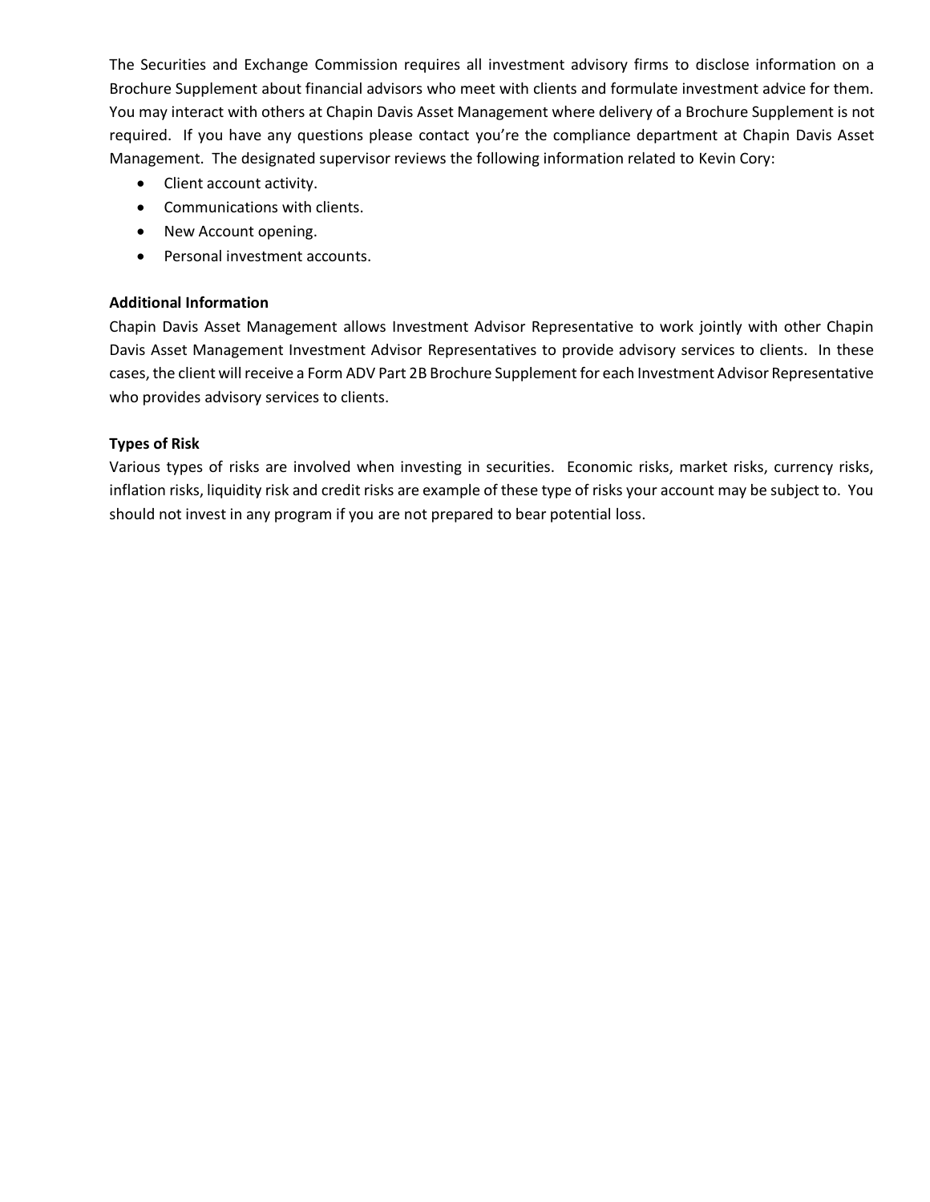The Securities and Exchange Commission requires all investment advisory firms to disclose information on a Brochure Supplement about financial advisors who meet with clients and formulate investment advice for them. You may interact with others at Chapin Davis Asset Management where delivery of a Brochure Supplement is not required. If you have any questions please contact you're the compliance department at Chapin Davis Asset Management. The designated supervisor reviews the following information related to Kevin Cory:

- Client account activity.
- Communications with clients.
- New Account opening.
- Personal investment accounts.

**Additional Information**

Chapin Davis Asset Management allows Investment Advisor Representative to work jointly with other Chapin Davis Asset Management Investment Advisor Representatives to provide advisory services to clients. In these cases, the client will receive a Form ADV Part 2B Brochure Supplement for each Investment Advisor Representative who provides advisory services to clients.

**Types of Risk**

Various types of risks are involved when investing in securities. Economic risks, market risks, currency risks, inflation risks, liquidity risk and credit risks are example of these type of risks your account may be subject to. You should not invest in any program if you are not prepared to bear potential loss.